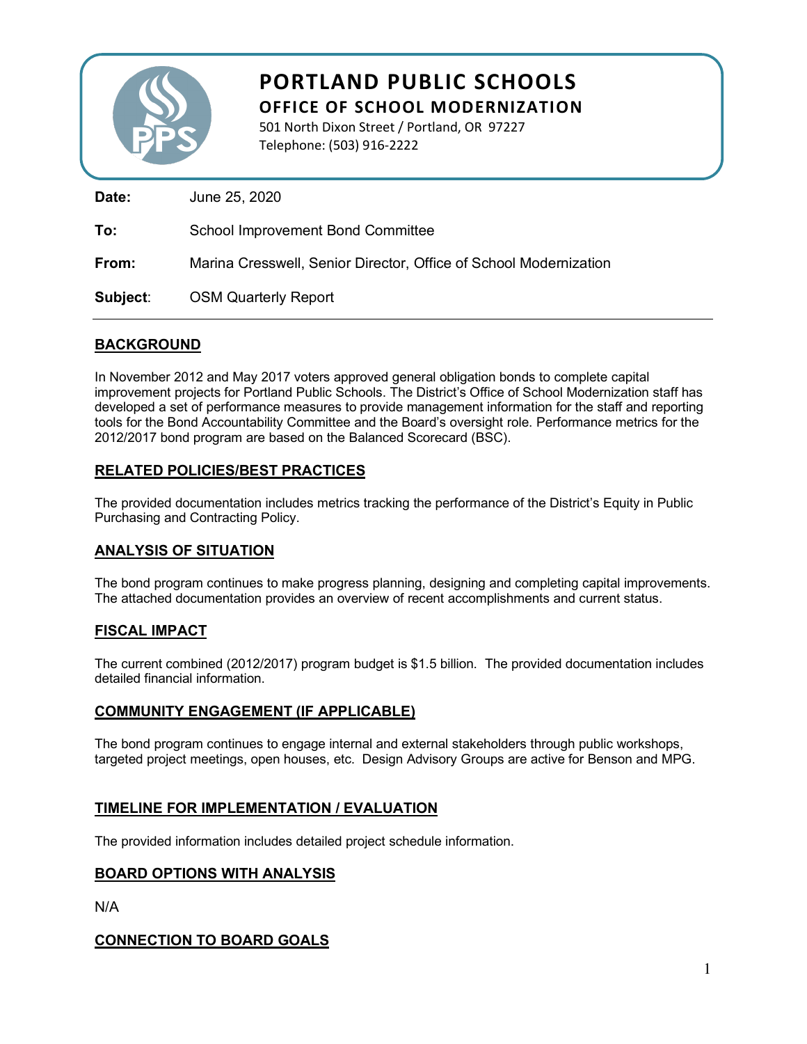# PORTLAND PUBLIC SCHOOLS

## OFFICE OF SCHOOL MODERNIZATION

501 North Dixon Street / Portland, OR 97227
Telephone: (503) 916-2222

**Date:** June 25, 2020

**To:** School Improvement Bond Committee

**From:** Marina Cresswell, Senior Director, Office of School Modernization

**Subject:** OSM Quarterly Report

---

### BACKGROUND

In November 2012 and May 2017 voters approved general obligation bonds to complete capital improvement projects for Portland Public Schools. The District's Office of School Modernization staff has developed a set of performance measures to provide management information for the staff and reporting tools for the Bond Accountability Committee and the Board's oversight role. Performance metrics for the 2012/2017 bond program are based on the Balanced Scorecard (BSC).

### RELATED POLICIES/BEST PRACTICES

The provided documentation includes metrics tracking the performance of the District's Equity in Public Purchasing and Contracting Policy.

### ANALYSIS OF SITUATION

The bond program continues to make progress planning, designing and completing capital improvements. The attached documentation provides an overview of recent accomplishments and current status.

### FISCAL IMPACT

The current combined (2012/2017) program budget is $1.5 billion. The provided documentation includes detailed financial information.

### COMMUNITY ENGAGEMENT (IF APPLICABLE)

The bond program continues to engage internal and external stakeholders through public workshops, targeted project meetings, open houses, etc. Design Advisory Groups are active for Benson and MPG.

### TIMELINE FOR IMPLEMENTATION / EVALUATION

The provided information includes detailed project schedule information.

### BOARD OPTIONS WITH ANALYSIS

N/A

### CONNECTION TO BOARD GOALS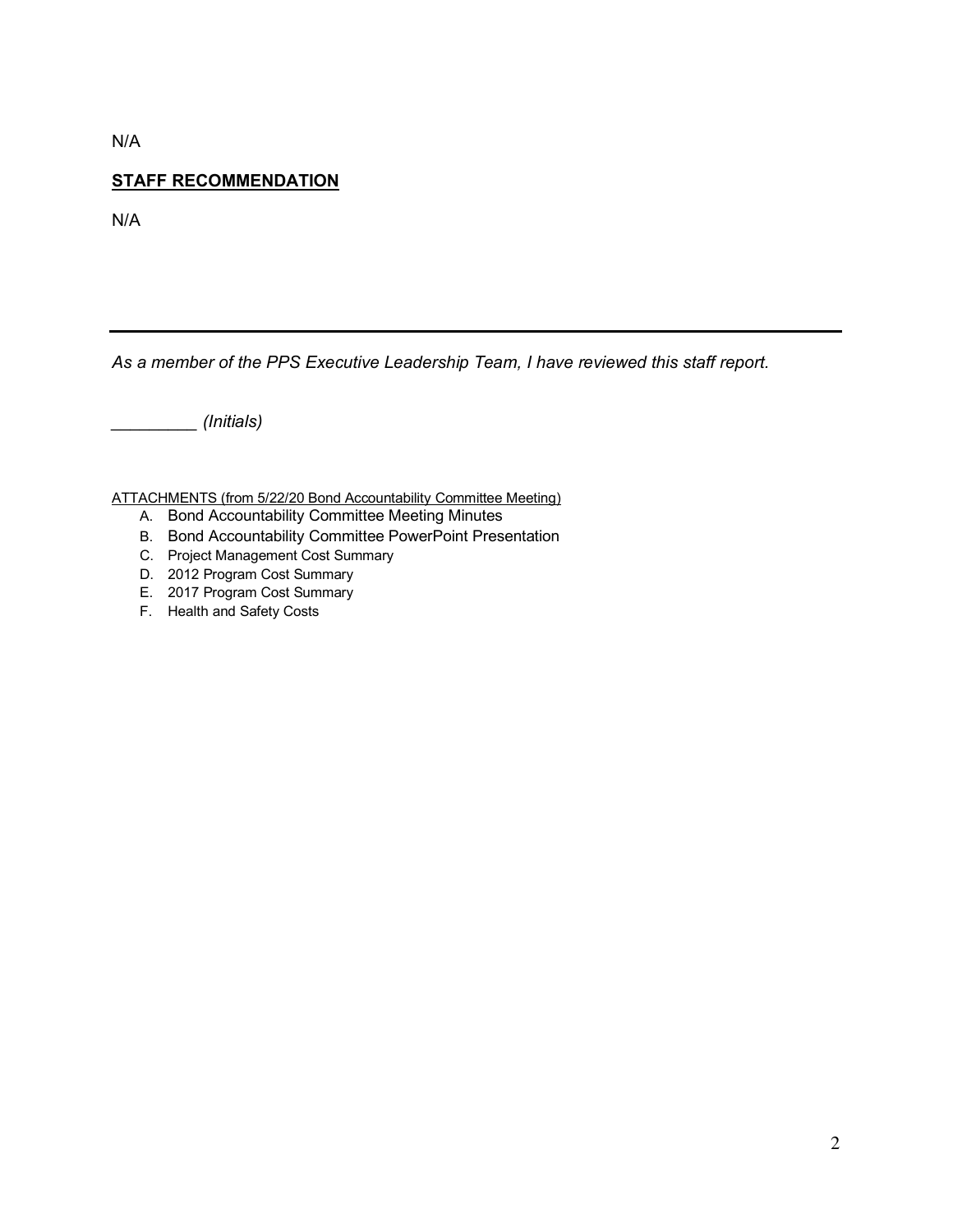N/A

## STAFF RECOMMENDATION

N/A

---

*As a member of the PPS Executive Leadership Team, I have reviewed this staff report.*

_________ *(Initials)*

ATTACHMENTS (from 5/22/20 Bond Accountability Committee Meeting)

A. Bond Accountability Committee Meeting Minutes
B. Bond Accountability Committee PowerPoint Presentation
C. Project Management Cost Summary
D. 2012 Program Cost Summary
E. 2017 Program Cost Summary
F. Health and Safety Costs